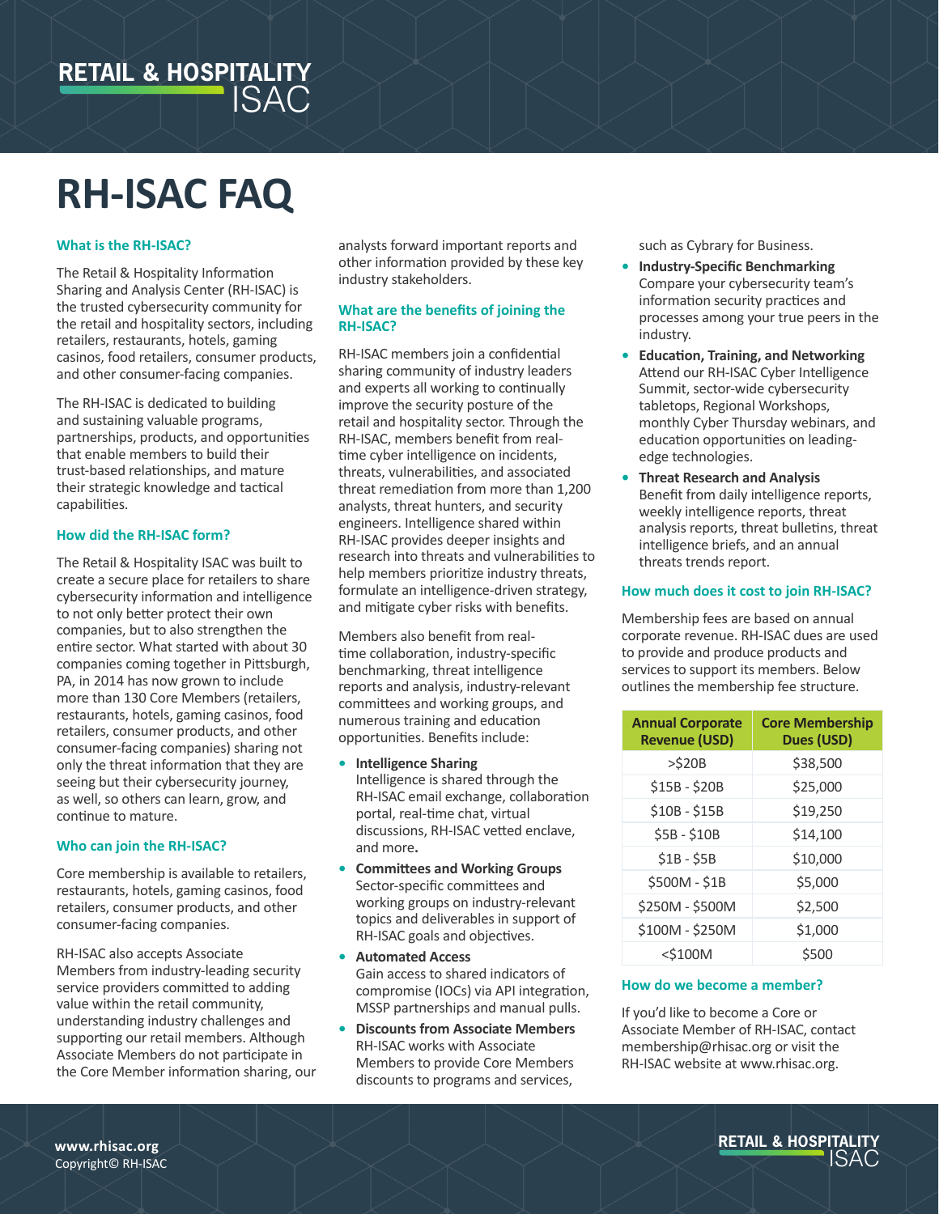# RH-ISAC FAQ

### What is the RH-ISAC?

The Retail & Hospitality Information Sharing and Analysis Center (RH-ISAC) is the trusted cybersecurity community for the retail and hospitality sectors, including retailers, restaurants, hotels, gaming casinos, food retailers, consumer products, and other consumer-facing companies.

The RH-ISAC is dedicated to building and sustaining valuable programs, partnerships, products, and opportunities that enable members to build their trust-based relationships, and mature their strategic knowledge and tactical capabilities.

### How did the RH-ISAC form?

The Retail & Hospitality ISAC was built to create a secure place for retailers to share cybersecurity information and intelligence to not only better protect their own companies, but to also strengthen the entire sector. What started with about 30 companies coming together in Pittsburgh, PA, in 2014 has now grown to include more than 130 Core Members (retailers, restaurants, hotels, gaming casinos, food retailers, consumer products, and other consumer-facing companies) sharing not only the threat information that they are seeing but their cybersecurity journey, as well, so others can learn, grow, and continue to mature.

### Who can join the RH-ISAC?

Core membership is available to retailers, restaurants, hotels, gaming casinos, food retailers, consumer products, and other consumer-facing companies.

RH-ISAC also accepts Associate Members from industry-leading security service providers committed to adding value within the retail community, understanding industry challenges and supporting our retail members. Although Associate Members do not participate in the Core Member information sharing, our analysts forward important reports and other information provided by these key industry stakeholders.

### What are the benefits of joining the RH-ISAC?

RH-ISAC members join a confidential sharing community of industry leaders and experts all working to continually improve the security posture of the retail and hospitality sector. Through the RH-ISAC, members benefit from real-time cyber intelligence on incidents, threats, vulnerabilities, and associated threat remediation from more than 1,200 analysts, threat hunters, and security engineers. Intelligence shared within RH-ISAC provides deeper insights and research into threats and vulnerabilities to help members prioritize industry threats, formulate an intelligence-driven strategy, and mitigate cyber risks with benefits.

Members also benefit from real-time collaboration, industry-specific benchmarking, threat intelligence reports and analysis, industry-relevant committees and working groups, and numerous training and education opportunities. Benefits include:

- **Intelligence Sharing**
  Intelligence is shared through the RH-ISAC email exchange, collaboration portal, real-time chat, virtual discussions, RH-ISAC vetted enclave, and more**.**
- **Committees and Working Groups**
  Sector-specific committees and working groups on industry-relevant topics and deliverables in support of RH-ISAC goals and objectives.
- **Automated Access**
  Gain access to shared indicators of compromise (IOCs) via API integration, MSSP partnerships and manual pulls.
- **Discounts from Associate Members**
  RH-ISAC works with Associate Members to provide Core Members discounts to programs and services, such as Cybrary for Business.
- **Industry-Specific Benchmarking**
  Compare your cybersecurity team's information security practices and processes among your true peers in the industry.
- **Education, Training, and Networking**
  Attend our RH-ISAC Cyber Intelligence Summit, sector-wide cybersecurity tabletops, Regional Workshops, monthly Cyber Thursday webinars, and education opportunities on leading-edge technologies.
- **Threat Research and Analysis**
  Benefit from daily intelligence reports, weekly intelligence reports, threat analysis reports, threat bulletins, threat intelligence briefs, and an annual threats trends report.

### How much does it cost to join RH-ISAC?

Membership fees are based on annual corporate revenue. RH-ISAC dues are used to provide and produce products and services to support its members. Below outlines the membership fee structure.

| Annual Corporate Revenue (USD) | Core Membership Dues (USD) |
|---|---|
| >$20B | $38,500 |
| $15B - $20B | $25,000 |
| $10B - $15B | $19,250 |
| $5B - $10B | $14,100 |
| $1B - $5B | $10,000 |
| $500M - $1B | $5,000 |
| $250M - $500M | $2,500 |
| $100M - $250M | $1,000 |
| <$100M | $500 |

### How do we become a member?

If you'd like to become a Core or Associate Member of RH-ISAC, contact membership@rhisac.org or visit the RH-ISAC website at www.rhisac.org.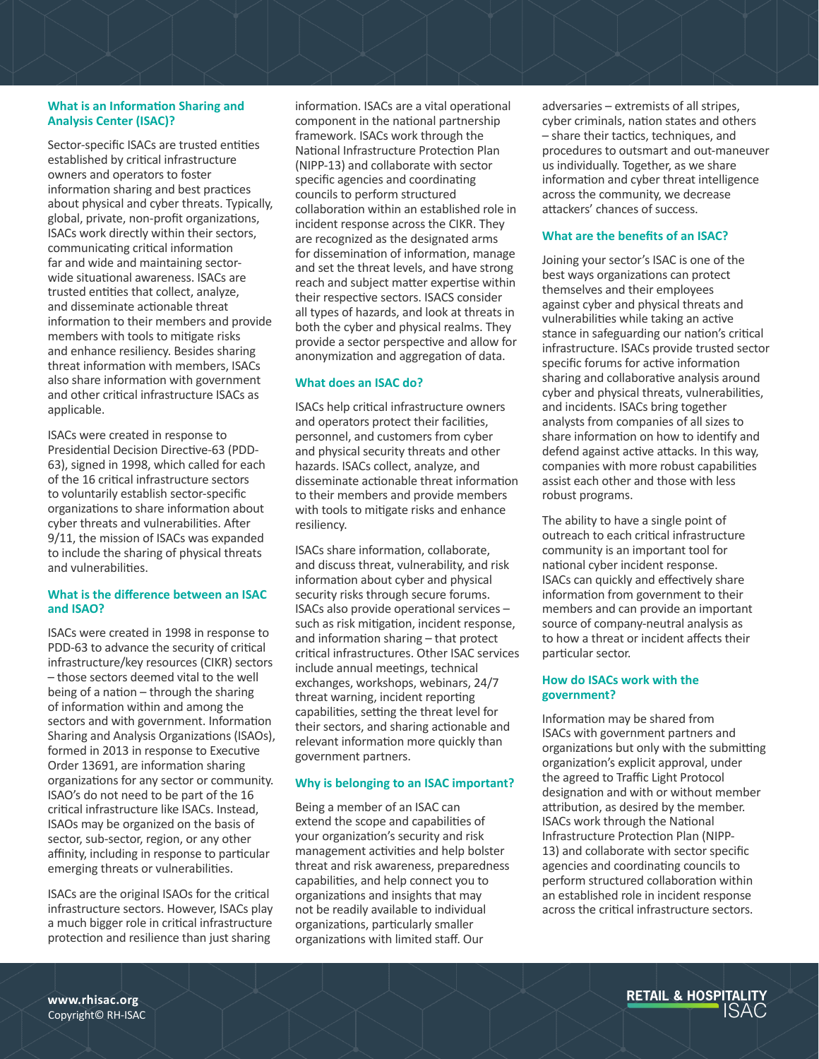## What is an Information Sharing and Analysis Center (ISAC)?

Sector-specific ISACs are trusted entities established by critical infrastructure owners and operators to foster information sharing and best practices about physical and cyber threats. Typically, global, private, non-profit organizations, ISACs work directly within their sectors, communicating critical information far and wide and maintaining sector-wide situational awareness. ISACs are trusted entities that collect, analyze, and disseminate actionable threat information to their members and provide members with tools to mitigate risks and enhance resiliency. Besides sharing threat information with members, ISACs also share information with government and other critical infrastructure ISACs as applicable.

ISACs were created in response to Presidential Decision Directive-63 (PDD-63), signed in 1998, which called for each of the 16 critical infrastructure sectors to voluntarily establish sector-specific organizations to share information about cyber threats and vulnerabilities. After 9/11, the mission of ISACs was expanded to include the sharing of physical threats and vulnerabilities.

## What is the difference between an ISAC and ISAO?

ISACs were created in 1998 in response to PDD-63 to advance the security of critical infrastructure/key resources (CIKR) sectors – those sectors deemed vital to the well being of a nation – through the sharing of information within and among the sectors and with government. Information Sharing and Analysis Organizations (ISAOs), formed in 2013 in response to Executive Order 13691, are information sharing organizations for any sector or community. ISAO's do not need to be part of the 16 critical infrastructure like ISACs. Instead, ISAOs may be organized on the basis of sector, sub-sector, region, or any other affinity, including in response to particular emerging threats or vulnerabilities.

ISACs are the original ISAOs for the critical infrastructure sectors. However, ISACs play a much bigger role in critical infrastructure protection and resilience than just sharing information. ISACs are a vital operational component in the national partnership framework. ISACs work through the National Infrastructure Protection Plan (NIPP-13) and collaborate with sector specific agencies and coordinating councils to perform structured collaboration within an established role in incident response across the CIKR. They are recognized as the designated arms for dissemination of information, manage and set the threat levels, and have strong reach and subject matter expertise within their respective sectors. ISACS consider all types of hazards, and look at threats in both the cyber and physical realms. They provide a sector perspective and allow for anonymization and aggregation of data.

## What does an ISAC do?

ISACs help critical infrastructure owners and operators protect their facilities, personnel, and customers from cyber and physical security threats and other hazards. ISACs collect, analyze, and disseminate actionable threat information to their members and provide members with tools to mitigate risks and enhance resiliency.

ISACs share information, collaborate, and discuss threat, vulnerability, and risk information about cyber and physical security risks through secure forums. ISACs also provide operational services – such as risk mitigation, incident response, and information sharing – that protect critical infrastructures. Other ISAC services include annual meetings, technical exchanges, workshops, webinars, 24/7 threat warning, incident reporting capabilities, setting the threat level for their sectors, and sharing actionable and relevant information more quickly than government partners.

## Why is belonging to an ISAC important?

Being a member of an ISAC can extend the scope and capabilities of your organization's security and risk management activities and help bolster threat and risk awareness, preparedness capabilities, and help connect you to organizations and insights that may not be readily available to individual organizations, particularly smaller organizations with limited staff. Our adversaries – extremists of all stripes, cyber criminals, nation states and others – share their tactics, techniques, and procedures to outsmart and out-maneuver us individually. Together, as we share information and cyber threat intelligence across the community, we decrease attackers' chances of success.

## What are the benefits of an ISAC?

Joining your sector's ISAC is one of the best ways organizations can protect themselves and their employees against cyber and physical threats and vulnerabilities while taking an active stance in safeguarding our nation's critical infrastructure. ISACs provide trusted sector specific forums for active information sharing and collaborative analysis around cyber and physical threats, vulnerabilities, and incidents. ISACs bring together analysts from companies of all sizes to share information on how to identify and defend against active attacks. In this way, companies with more robust capabilities assist each other and those with less robust programs.

The ability to have a single point of outreach to each critical infrastructure community is an important tool for national cyber incident response. ISACs can quickly and effectively share information from government to their members and can provide an important source of company-neutral analysis as to how a threat or incident affects their particular sector.

## How do ISACs work with the government?

Information may be shared from ISACs with government partners and organizations but only with the submitting organization's explicit approval, under the agreed to Traffic Light Protocol designation and with or without member attribution, as desired by the member. ISACs work through the National Infrastructure Protection Plan (NIPP-13) and collaborate with sector specific agencies and coordinating councils to perform structured collaboration within an established role in incident response across the critical infrastructure sectors.

**www.rhisac.org**
Copyright© RH-ISAC

RETAIL & HOSPITALITY ISAC